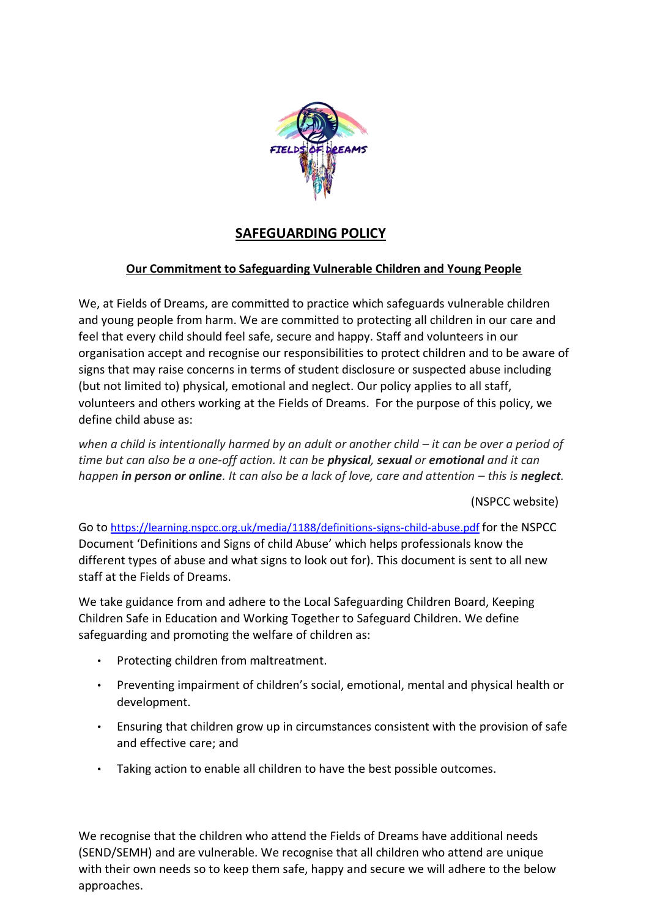# SAFEGUARDING POLICY

## Our Commitment to Safeguarding Vulnerable Children and Young People

We, at Fields of Dreams, are committed to practice which safeguards vulnerable children and young people from harm. We are committed to protecting all children in our care and feel that every child should feel safe, secure and happy. Staff and volunteers in our organisation accept and recognise our responsibilities to protect children and to be aware of signs that may raise concerns in terms of student disclosure or suspected abuse including (but not limited to) physical, emotional and neglect. Our policy applies to all staff, volunteers and others working at the Fields of Dreams. For the purpose of this policy, we define child abuse as:

*when a child is intentionally harmed by an adult or another child – it can be over a period of time but can also be a one-off action. It can be **physical, sexual** or **emotional** and it can happen **in person or online**. It can also be a lack of love, care and attention – this is **neglect**.*

(NSPCC website)

Go to https://learning.nspcc.org.uk/media/1188/definitions-signs-child-abuse.pdf for the NSPCC Document 'Definitions and Signs of child Abuse' which helps professionals know the different types of abuse and what signs to look out for). This document is sent to all new staff at the Fields of Dreams.

We take guidance from and adhere to the Local Safeguarding Children Board, Keeping Children Safe in Education and Working Together to Safeguard Children. We define safeguarding and promoting the welfare of children as:

- Protecting children from maltreatment.
- Preventing impairment of children's social, emotional, mental and physical health or development.
- Ensuring that children grow up in circumstances consistent with the provision of safe and effective care; and
- Taking action to enable all children to have the best possible outcomes.

We recognise that the children who attend the Fields of Dreams have additional needs (SEND/SEMH) and are vulnerable. We recognise that all children who attend are unique with their own needs so to keep them safe, happy and secure we will adhere to the below approaches.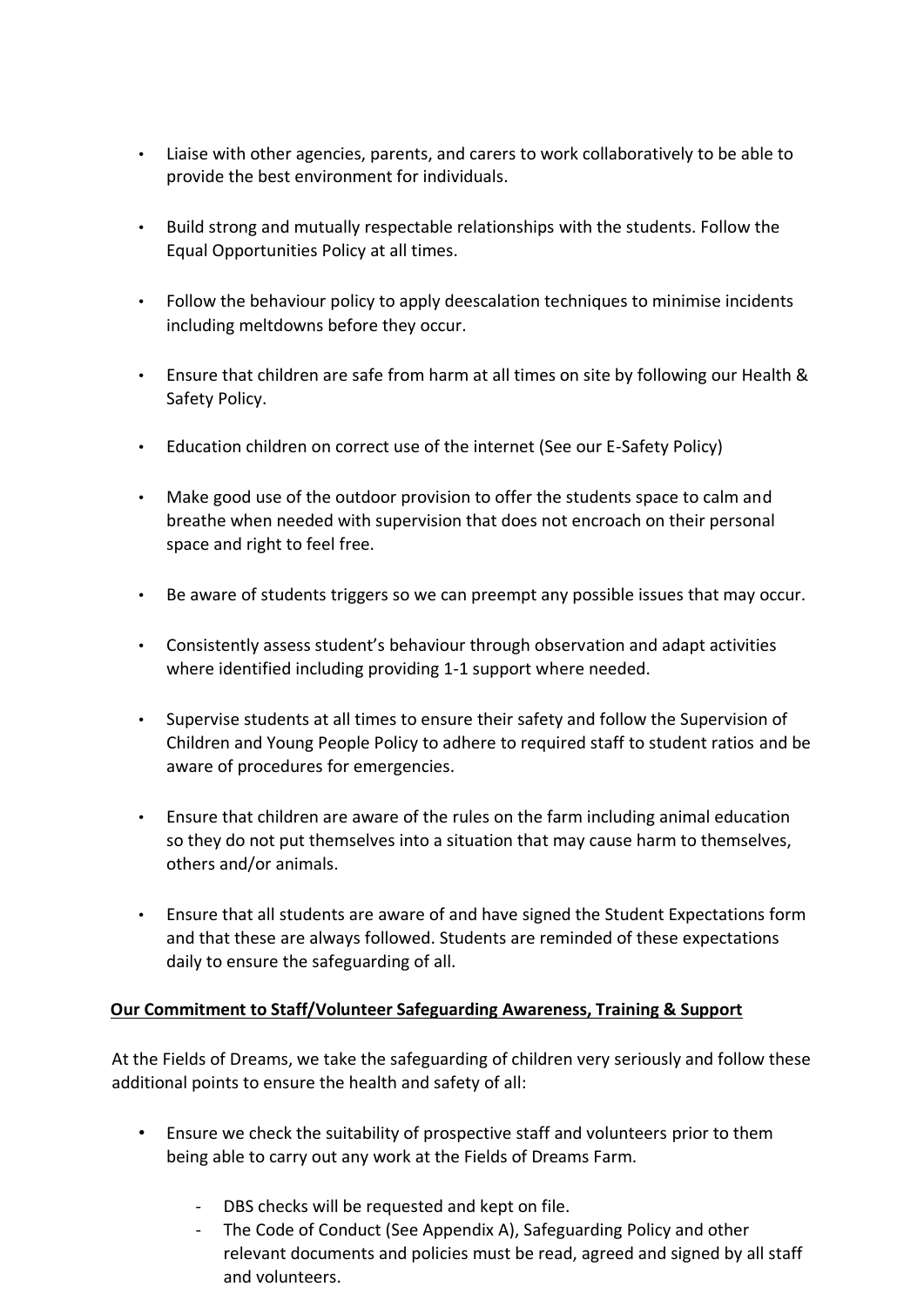- Liaise with other agencies, parents, and carers to work collaboratively to be able to provide the best environment for individuals.

- Build strong and mutually respectable relationships with the students. Follow the Equal Opportunities Policy at all times.

- Follow the behaviour policy to apply deescalation techniques to minimise incidents including meltdowns before they occur.

- Ensure that children are safe from harm at all times on site by following our Health & Safety Policy.

- Education children on correct use of the internet (See our E-Safety Policy)

- Make good use of the outdoor provision to offer the students space to calm and breathe when needed with supervision that does not encroach on their personal space and right to feel free.

- Be aware of students triggers so we can preempt any possible issues that may occur.

- Consistently assess student's behaviour through observation and adapt activities where identified including providing 1-1 support where needed.

- Supervise students at all times to ensure their safety and follow the Supervision of Children and Young People Policy to adhere to required staff to student ratios and be aware of procedures for emergencies.

- Ensure that children are aware of the rules on the farm including animal education so they do not put themselves into a situation that may cause harm to themselves, others and/or animals.

- Ensure that all students are aware of and have signed the Student Expectations form and that these are always followed. Students are reminded of these expectations daily to ensure the safeguarding of all.

**Our Commitment to Staff/Volunteer Safeguarding Awareness, Training & Support**

At the Fields of Dreams, we take the safeguarding of children very seriously and follow these additional points to ensure the health and safety of all:

- Ensure we check the suitability of prospective staff and volunteers prior to them being able to carry out any work at the Fields of Dreams Farm.
    - DBS checks will be requested and kept on file.
    - The Code of Conduct (See Appendix A), Safeguarding Policy and other relevant documents and policies must be read, agreed and signed by all staff and volunteers.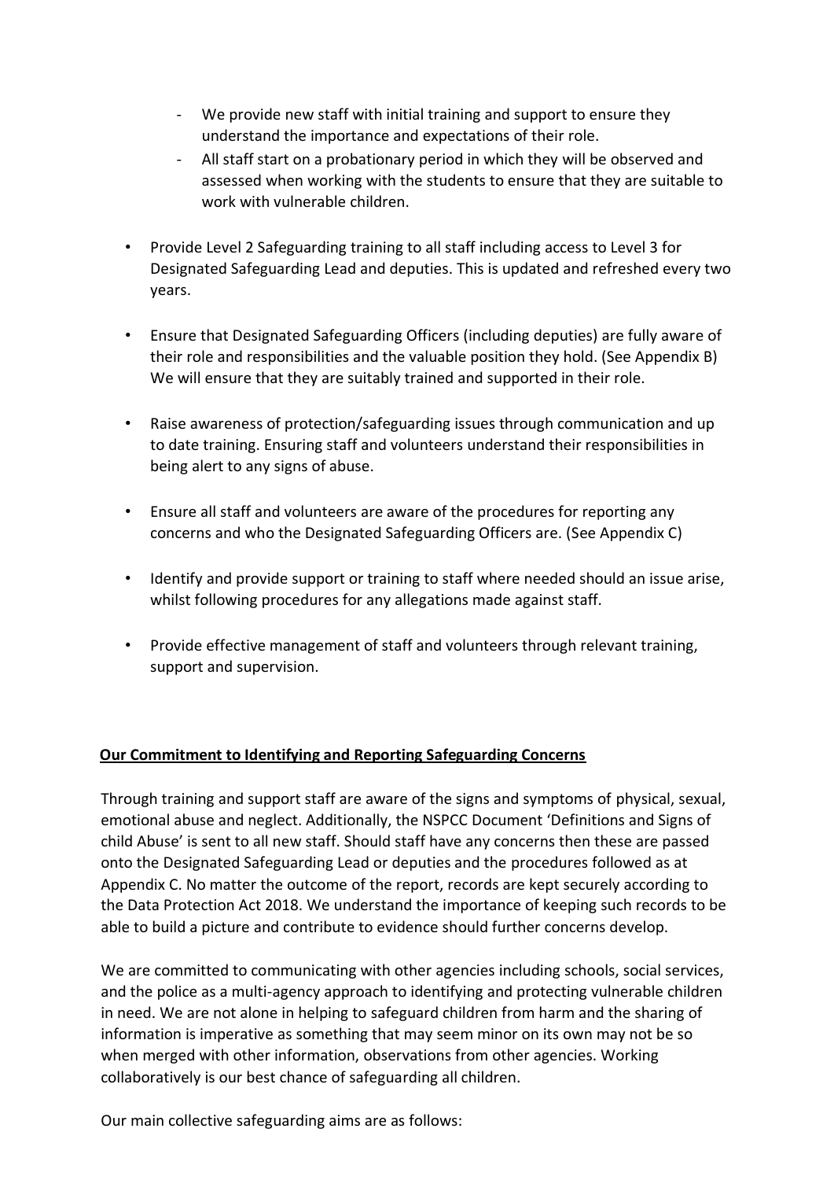- We provide new staff with initial training and support to ensure they understand the importance and expectations of their role.
  - All staff start on a probationary period in which they will be observed and assessed when working with the students to ensure that they are suitable to work with vulnerable children.

- Provide Level 2 Safeguarding training to all staff including access to Level 3 for Designated Safeguarding Lead and deputies. This is updated and refreshed every two years.

- Ensure that Designated Safeguarding Officers (including deputies) are fully aware of their role and responsibilities and the valuable position they hold. (See Appendix B) We will ensure that they are suitably trained and supported in their role.

- Raise awareness of protection/safeguarding issues through communication and up to date training. Ensuring staff and volunteers understand their responsibilities in being alert to any signs of abuse.

- Ensure all staff and volunteers are aware of the procedures for reporting any concerns and who the Designated Safeguarding Officers are. (See Appendix C)

- Identify and provide support or training to staff where needed should an issue arise, whilst following procedures for any allegations made against staff.

- Provide effective management of staff and volunteers through relevant training, support and supervision.

**Our Commitment to Identifying and Reporting Safeguarding Concerns**

Through training and support staff are aware of the signs and symptoms of physical, sexual, emotional abuse and neglect. Additionally, the NSPCC Document 'Definitions and Signs of child Abuse' is sent to all new staff. Should staff have any concerns then these are passed onto the Designated Safeguarding Lead or deputies and the procedures followed as at Appendix C. No matter the outcome of the report, records are kept securely according to the Data Protection Act 2018. We understand the importance of keeping such records to be able to build a picture and contribute to evidence should further concerns develop.

We are committed to communicating with other agencies including schools, social services, and the police as a multi-agency approach to identifying and protecting vulnerable children in need. We are not alone in helping to safeguard children from harm and the sharing of information is imperative as something that may seem minor on its own may not be so when merged with other information, observations from other agencies. Working collaboratively is our best chance of safeguarding all children.

Our main collective safeguarding aims are as follows: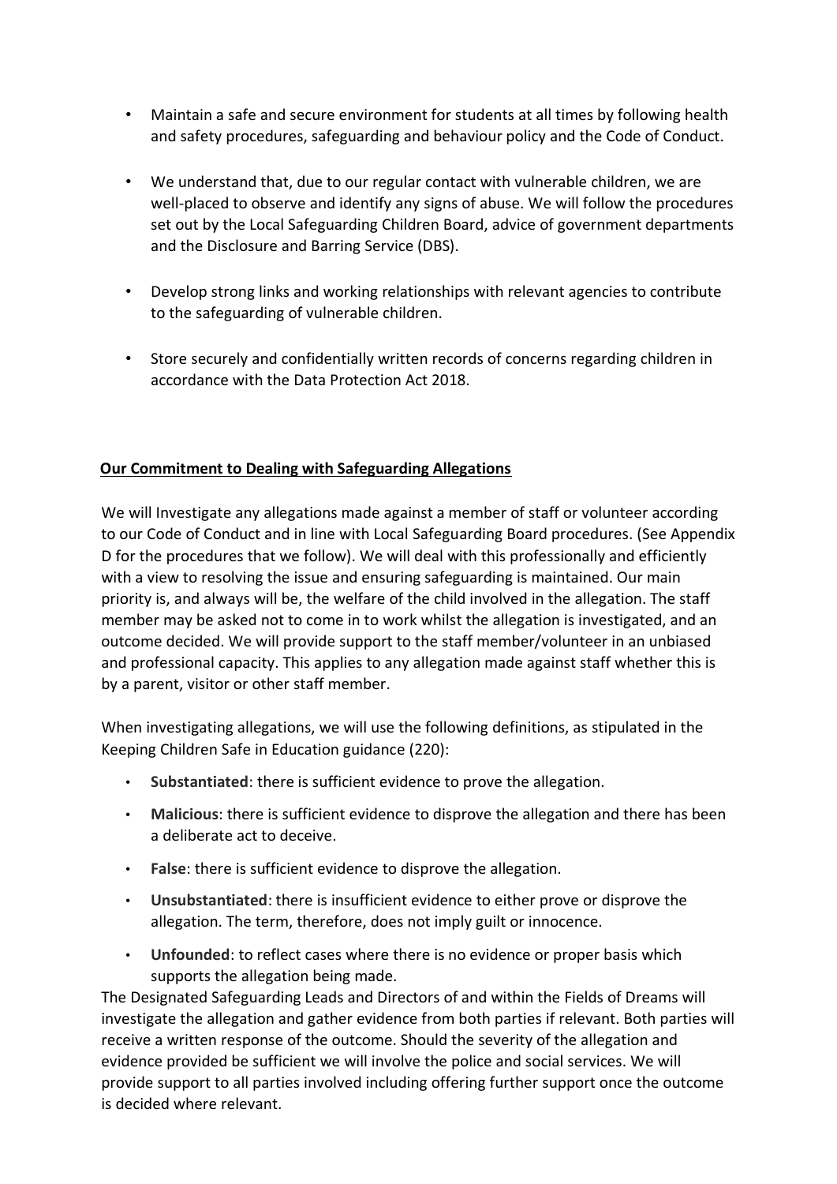- Maintain a safe and secure environment for students at all times by following health and safety procedures, safeguarding and behaviour policy and the Code of Conduct.
- We understand that, due to our regular contact with vulnerable children, we are well-placed to observe and identify any signs of abuse. We will follow the procedures set out by the Local Safeguarding Children Board, advice of government departments and the Disclosure and Barring Service (DBS).
- Develop strong links and working relationships with relevant agencies to contribute to the safeguarding of vulnerable children.
- Store securely and confidentially written records of concerns regarding children in accordance with the Data Protection Act 2018.

**Our Commitment to Dealing with Safeguarding Allegations**

We will Investigate any allegations made against a member of staff or volunteer according to our Code of Conduct and in line with Local Safeguarding Board procedures. (See Appendix D for the procedures that we follow). We will deal with this professionally and efficiently with a view to resolving the issue and ensuring safeguarding is maintained. Our main priority is, and always will be, the welfare of the child involved in the allegation. The staff member may be asked not to come in to work whilst the allegation is investigated, and an outcome decided. We will provide support to the staff member/volunteer in an unbiased and professional capacity. This applies to any allegation made against staff whether this is by a parent, visitor or other staff member.

When investigating allegations, we will use the following definitions, as stipulated in the Keeping Children Safe in Education guidance (220):

- **Substantiated**: there is sufficient evidence to prove the allegation.
- **Malicious**: there is sufficient evidence to disprove the allegation and there has been a deliberate act to deceive.
- **False**: there is sufficient evidence to disprove the allegation.
- **Unsubstantiated**: there is insufficient evidence to either prove or disprove the allegation. The term, therefore, does not imply guilt or innocence.
- **Unfounded**: to reflect cases where there is no evidence or proper basis which supports the allegation being made.

The Designated Safeguarding Leads and Directors of and within the Fields of Dreams will investigate the allegation and gather evidence from both parties if relevant. Both parties will receive a written response of the outcome. Should the severity of the allegation and evidence provided be sufficient we will involve the police and social services. We will provide support to all parties involved including offering further support once the outcome is decided where relevant.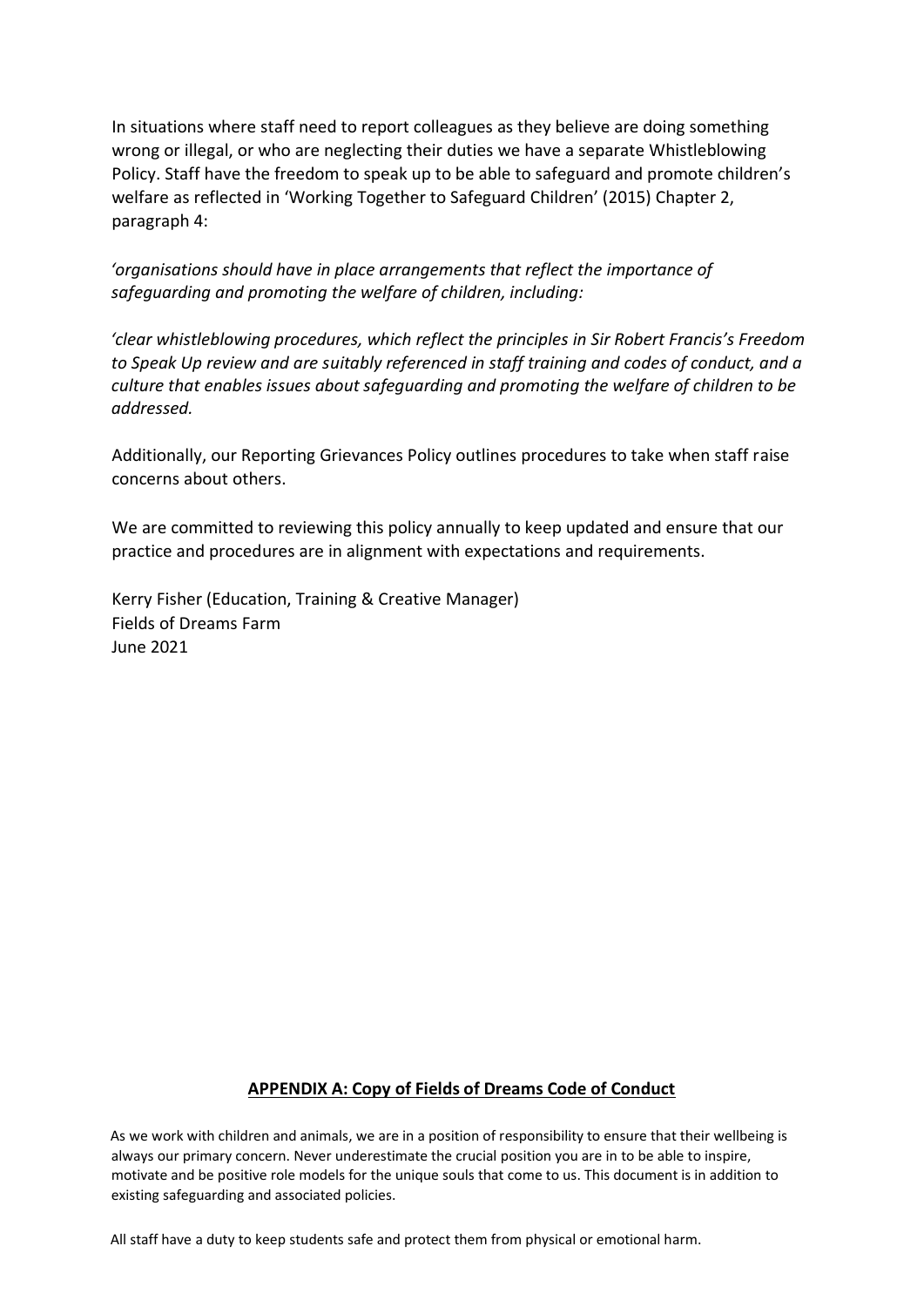In situations where staff need to report colleagues as they believe are doing something wrong or illegal, or who are neglecting their duties we have a separate Whistleblowing Policy. Staff have the freedom to speak up to be able to safeguard and promote children's welfare as reflected in 'Working Together to Safeguard Children' (2015) Chapter 2, paragraph 4:

*'organisations should have in place arrangements that reflect the importance of safeguarding and promoting the welfare of children, including:*

*'clear whistleblowing procedures, which reflect the principles in Sir Robert Francis's Freedom to Speak Up review and are suitably referenced in staff training and codes of conduct, and a culture that enables issues about safeguarding and promoting the welfare of children to be addressed.*

Additionally, our Reporting Grievances Policy outlines procedures to take when staff raise concerns about others.

We are committed to reviewing this policy annually to keep updated and ensure that our practice and procedures are in alignment with expectations and requirements.

Kerry Fisher (Education, Training & Creative Manager)
Fields of Dreams Farm
June 2021

## APPENDIX A: Copy of Fields of Dreams Code of Conduct

As we work with children and animals, we are in a position of responsibility to ensure that their wellbeing is always our primary concern. Never underestimate the crucial position you are in to be able to inspire, motivate and be positive role models for the unique souls that come to us. This document is in addition to existing safeguarding and associated policies.

All staff have a duty to keep students safe and protect them from physical or emotional harm.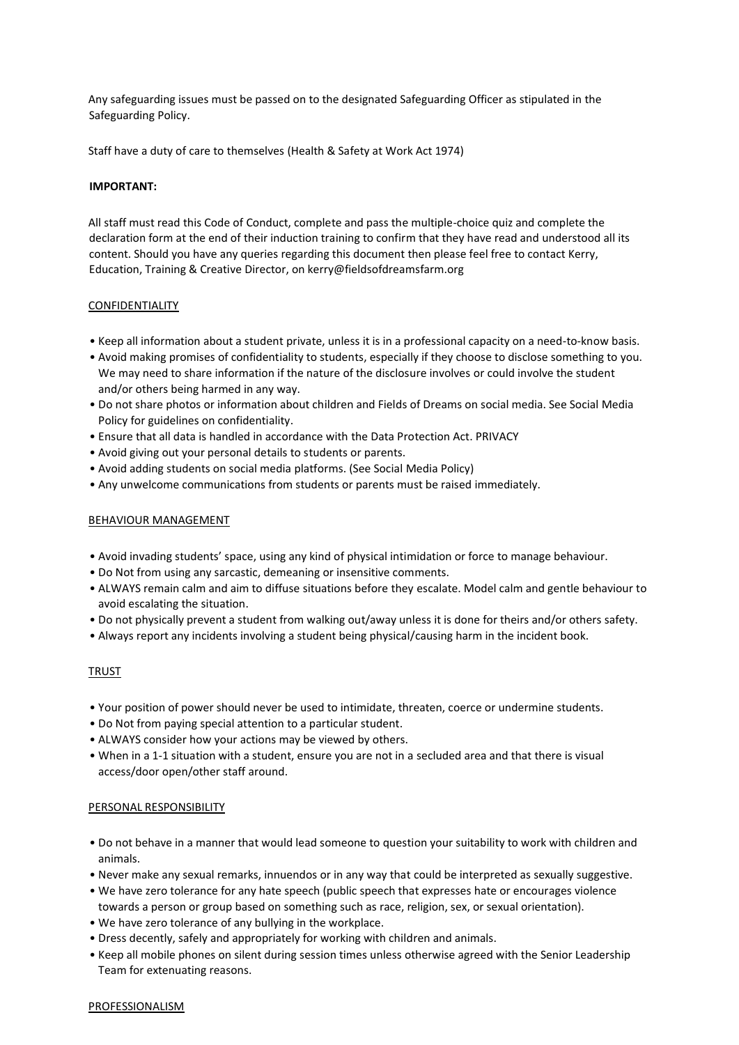Any safeguarding issues must be passed on to the designated Safeguarding Officer as stipulated in the Safeguarding Policy.

Staff have a duty of care to themselves (Health & Safety at Work Act 1974)

**IMPORTANT:**

All staff must read this Code of Conduct, complete and pass the multiple-choice quiz and complete the declaration form at the end of their induction training to confirm that they have read and understood all its content. Should you have any queries regarding this document then please feel free to contact Kerry, Education, Training & Creative Director, on kerry@fieldsofdreamsfarm.org

<u>CONFIDENTIALITY</u>

- Keep all information about a student private, unless it is in a professional capacity on a need-to-know basis.
- Avoid making promises of confidentiality to students, especially if they choose to disclose something to you. We may need to share information if the nature of the disclosure involves or could involve the student and/or others being harmed in any way.
- Do not share photos or information about children and Fields of Dreams on social media. See Social Media Policy for guidelines on confidentiality.
- Ensure that all data is handled in accordance with the Data Protection Act. PRIVACY
- Avoid giving out your personal details to students or parents.
- Avoid adding students on social media platforms. (See Social Media Policy)
- Any unwelcome communications from students or parents must be raised immediately.

<u>BEHAVIOUR MANAGEMENT</u>

- Avoid invading students' space, using any kind of physical intimidation or force to manage behaviour.
- Do Not from using any sarcastic, demeaning or insensitive comments.
- ALWAYS remain calm and aim to diffuse situations before they escalate. Model calm and gentle behaviour to avoid escalating the situation.
- Do not physically prevent a student from walking out/away unless it is done for theirs and/or others safety.
- Always report any incidents involving a student being physical/causing harm in the incident book.

<u>TRUST</u>

- Your position of power should never be used to intimidate, threaten, coerce or undermine students.
- Do Not from paying special attention to a particular student.
- ALWAYS consider how your actions may be viewed by others.
- When in a 1-1 situation with a student, ensure you are not in a secluded area and that there is visual access/door open/other staff around.

<u>PERSONAL RESPONSIBILITY</u>

- Do not behave in a manner that would lead someone to question your suitability to work with children and animals.
- Never make any sexual remarks, innuendos or in any way that could be interpreted as sexually suggestive.
- We have zero tolerance for any hate speech (public speech that expresses hate or encourages violence towards a person or group based on something such as race, religion, sex, or sexual orientation).
- We have zero tolerance of any bullying in the workplace.
- Dress decently, safely and appropriately for working with children and animals.
- Keep all mobile phones on silent during session times unless otherwise agreed with the Senior Leadership Team for extenuating reasons.

<u>PROFESSIONALISM</u>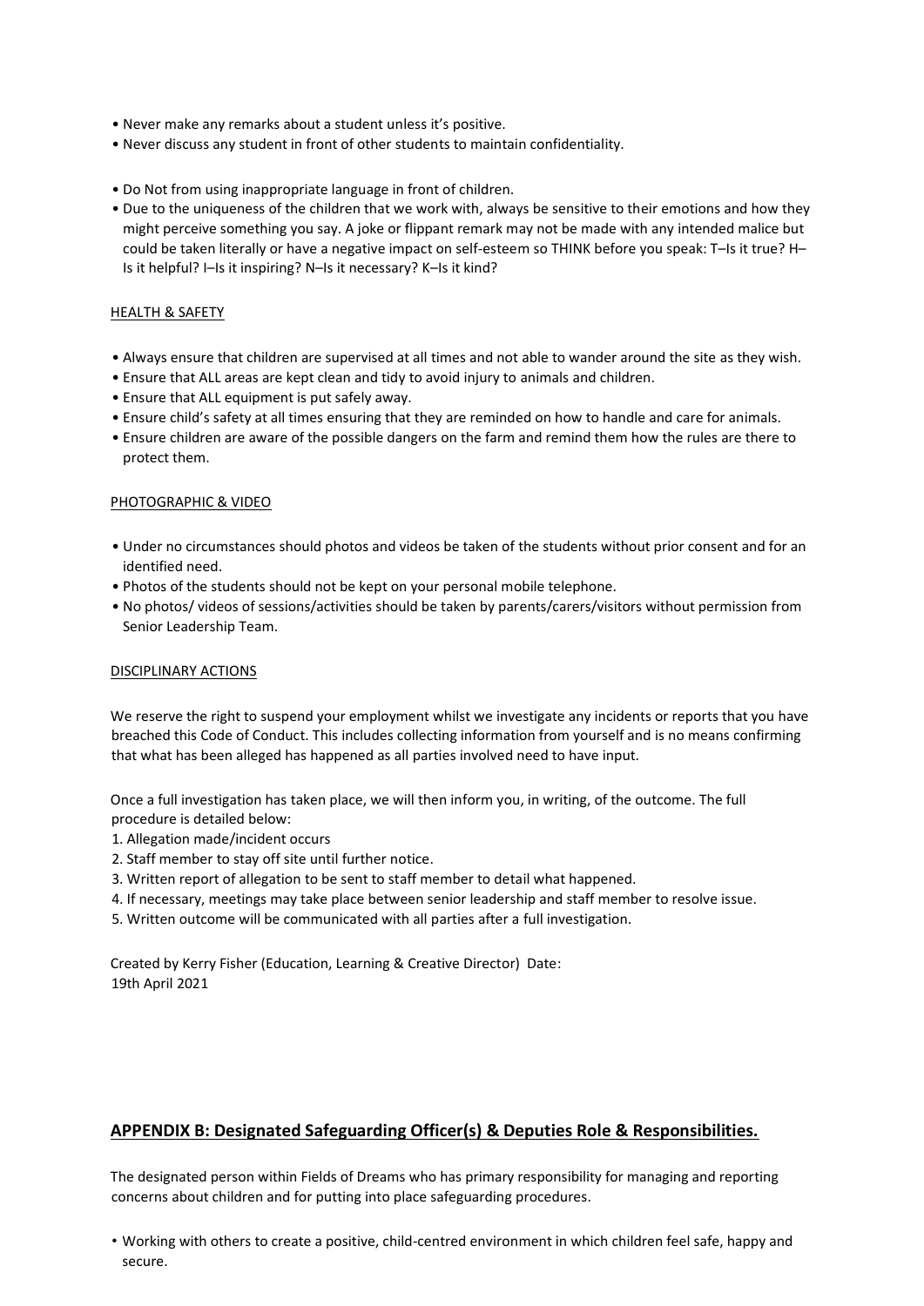- Never make any remarks about a student unless it's positive.
- Never discuss any student in front of other students to maintain confidentiality.

- Do Not from using inappropriate language in front of children.
- Due to the uniqueness of the children that we work with, always be sensitive to their emotions and how they might perceive something you say. A joke or flippant remark may not be made with any intended malice but could be taken literally or have a negative impact on self-esteem so THINK before you speak: T–Is it true? H–Is it helpful? I–Is it inspiring? N–Is it necessary? K–Is it kind?

HEALTH & SAFETY

- Always ensure that children are supervised at all times and not able to wander around the site as they wish.
- Ensure that ALL areas are kept clean and tidy to avoid injury to animals and children.
- Ensure that ALL equipment is put safely away.
- Ensure child's safety at all times ensuring that they are reminded on how to handle and care for animals.
- Ensure children are aware of the possible dangers on the farm and remind them how the rules are there to protect them.

PHOTOGRAPHIC & VIDEO

- Under no circumstances should photos and videos be taken of the students without prior consent and for an identified need.
- Photos of the students should not be kept on your personal mobile telephone.
- No photos/ videos of sessions/activities should be taken by parents/carers/visitors without permission from Senior Leadership Team.

DISCIPLINARY ACTIONS

We reserve the right to suspend your employment whilst we investigate any incidents or reports that you have breached this Code of Conduct. This includes collecting information from yourself and is no means confirming that what has been alleged has happened as all parties involved need to have input.

Once a full investigation has taken place, we will then inform you, in writing, of the outcome. The full procedure is detailed below:

1. Allegation made/incident occurs
2. Staff member to stay off site until further notice.
3. Written report of allegation to be sent to staff member to detail what happened.
4. If necessary, meetings may take place between senior leadership and staff member to resolve issue.
5. Written outcome will be communicated with all parties after a full investigation.

Created by Kerry Fisher (Education, Learning & Creative Director) Date:
19th April 2021

## APPENDIX B: Designated Safeguarding Officer(s) & Deputies Role & Responsibilities.

The designated person within Fields of Dreams who has primary responsibility for managing and reporting concerns about children and for putting into place safeguarding procedures.

- Working with others to create a positive, child-centred environment in which children feel safe, happy and secure.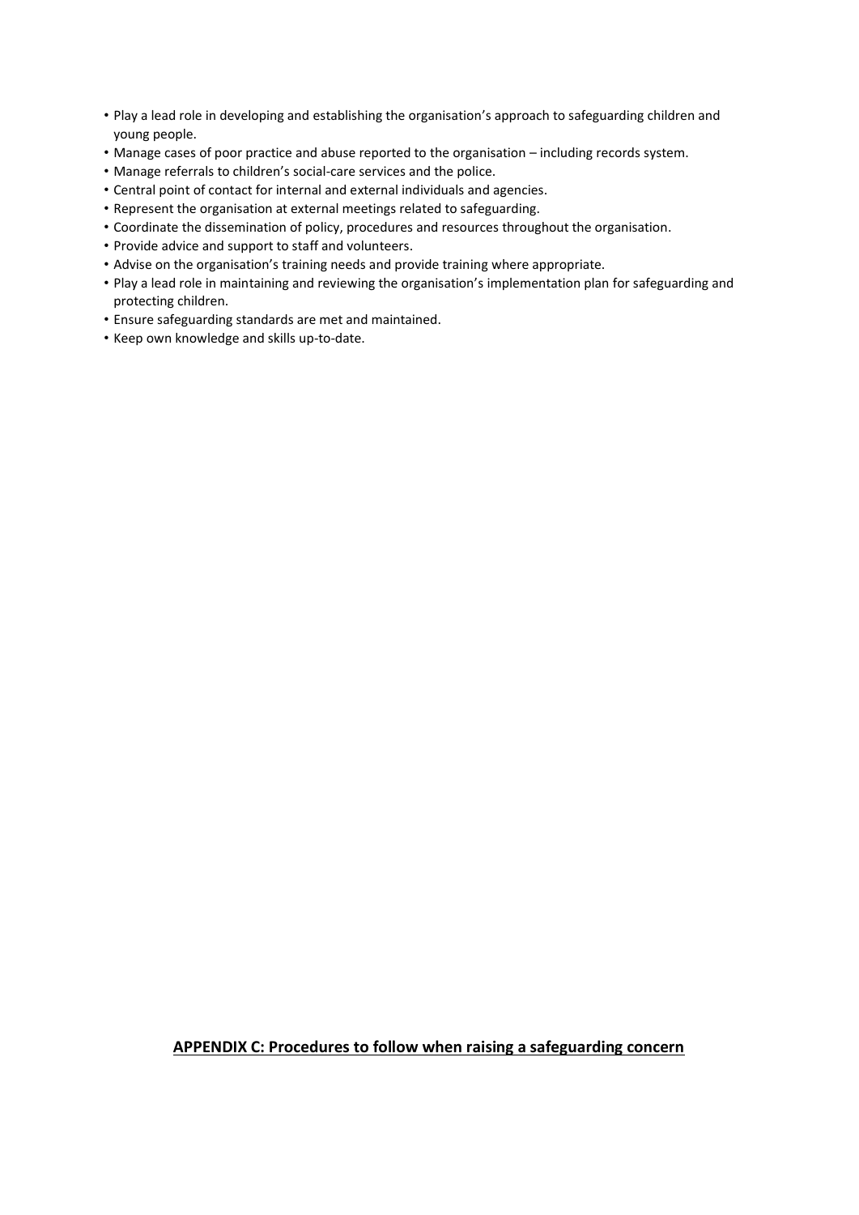- Play a lead role in developing and establishing the organisation's approach to safeguarding children and young people.
- Manage cases of poor practice and abuse reported to the organisation – including records system.
- Manage referrals to children's social-care services and the police.
- Central point of contact for internal and external individuals and agencies.
- Represent the organisation at external meetings related to safeguarding.
- Coordinate the dissemination of policy, procedures and resources throughout the organisation.
- Provide advice and support to staff and volunteers.
- Advise on the organisation's training needs and provide training where appropriate.
- Play a lead role in maintaining and reviewing the organisation's implementation plan for safeguarding and protecting children.
- Ensure safeguarding standards are met and maintained.
- Keep own knowledge and skills up-to-date.

## APPENDIX C: Procedures to follow when raising a safeguarding concern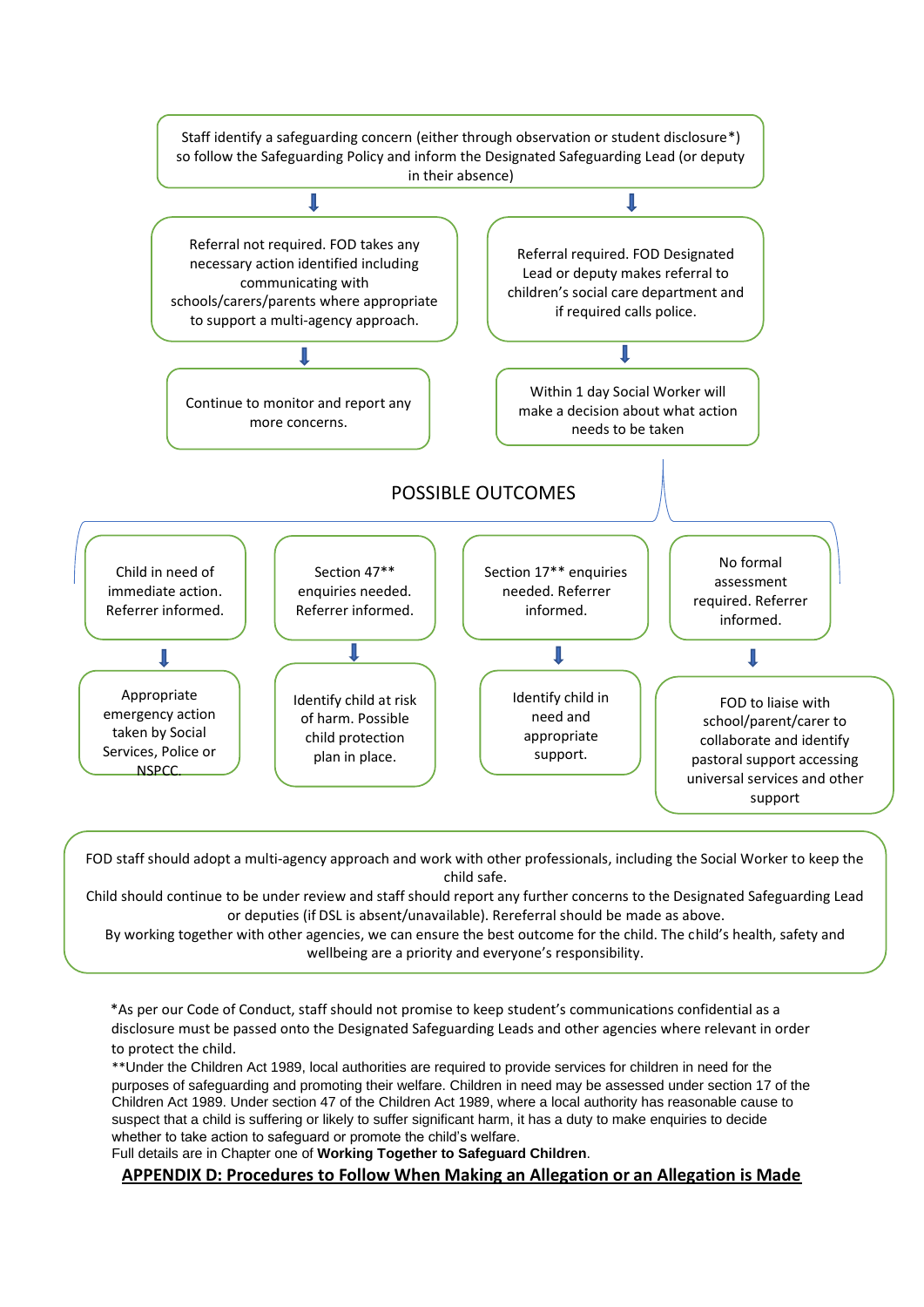Staff identify a safeguarding concern (either through observation or student disclosure*) so follow the Safeguarding Policy and inform the Designated Safeguarding Lead (or deputy in their absence)

↓

Referral not required. FOD takes any necessary action identified including communicating with schools/carers/parents where appropriate to support a multi-agency approach.

↓

Continue to monitor and report any more concerns.

↓

Referral required. FOD Designated Lead or deputy makes referral to children's social care department and if required calls police.

↓

Within 1 day Social Worker will make a decision about what action needs to be taken

POSSIBLE OUTCOMES

Child in need of immediate action. Referrer informed.

↓

Appropriate emergency action taken by Social Services, Police or NSPCC.

Section 47** enquiries needed. Referrer informed.

↓

Identify child at risk of harm. Possible child protection plan in place.

Section 17** enquiries needed. Referrer informed.

↓

Identify child in need and appropriate support.

No formal assessment required. Referrer informed.

↓

FOD to liaise with school/parent/carer to collaborate and identify pastoral support accessing universal services and other support

FOD staff should adopt a multi-agency approach and work with other professionals, including the Social Worker to keep the child safe.
Child should continue to be under review and staff should report any further concerns to the Designated Safeguarding Lead or deputies (if DSL is absent/unavailable). Rereferral should be made as above.
By working together with other agencies, we can ensure the best outcome for the child. The child's health, safety and wellbeing are a priority and everyone's responsibility.

*As per our Code of Conduct, staff should not promise to keep student's communications confidential as a disclosure must be passed onto the Designated Safeguarding Leads and other agencies where relevant in order to protect the child.
**Under the Children Act 1989, local authorities are required to provide services for children in need for the purposes of safeguarding and promoting their welfare. Children in need may be assessed under section 17 of the Children Act 1989. Under section 47 of the Children Act 1989, where a local authority has reasonable cause to suspect that a child is suffering or likely to suffer significant harm, it has a duty to make enquiries to decide whether to take action to safeguard or promote the child's welfare.
Full details are in Chapter one of **Working Together to Safeguard Children**.

## APPENDIX D: Procedures to Follow When Making an Allegation or an Allegation is Made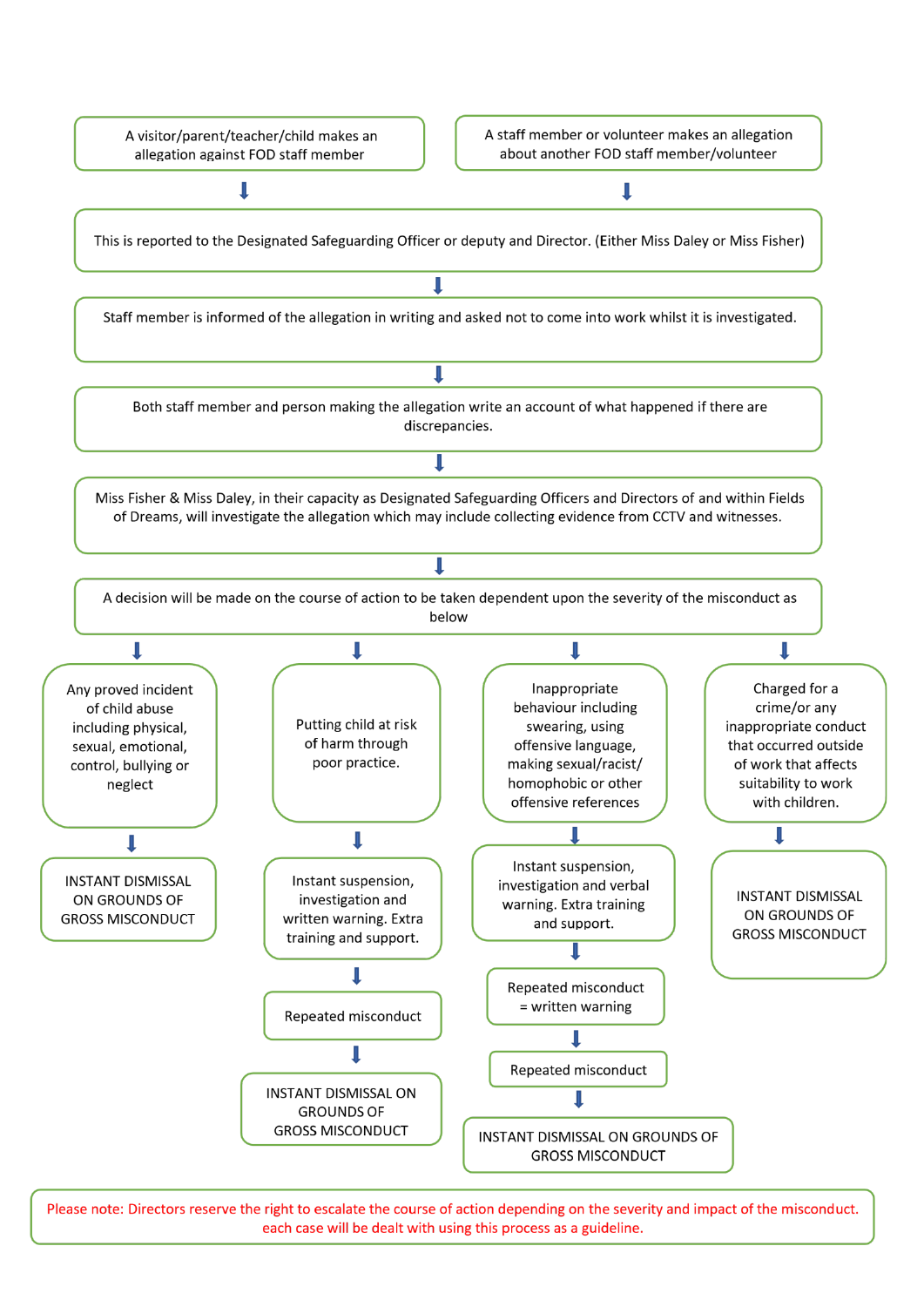A visitor/parent/teacher/child makes an allegation against FOD staff member

A staff member or volunteer makes an allegation about another FOD staff member/volunteer

This is reported to the Designated Safeguarding Officer or deputy and Director. (Either Miss Daley or Miss Fisher)

Staff member is informed of the allegation in writing and asked not to come into work whilst it is investigated.

Both staff member and person making the allegation write an account of what happened if there are discrepancies.

Miss Fisher & Miss Daley, in their capacity as Designated Safeguarding Officers and Directors of and within Fields of Dreams, will investigate the allegation which may include collecting evidence from CCTV and witnesses.

A decision will be made on the course of action to be taken dependent upon the severity of the misconduct as below

Any proved incident of child abuse including physical, sexual, emotional, control, bullying or neglect

INSTANT DISMISSAL ON GROUNDS OF GROSS MISCONDUCT

Putting child at risk of harm through poor practice.

Instant suspension, investigation and written warning. Extra training and support.

Repeated misconduct

INSTANT DISMISSAL ON GROUNDS OF GROSS MISCONDUCT

Inappropriate behaviour including swearing, using offensive language, making sexual/racist/ homophobic or other offensive references

Instant suspension, investigation and verbal warning. Extra training and support.

Repeated misconduct = written warning

Repeated misconduct

INSTANT DISMISSAL ON GROUNDS OF GROSS MISCONDUCT

Charged for a crime/or any inappropriate conduct that occurred outside of work that affects suitability to work with children.

INSTANT DISMISSAL ON GROUNDS OF GROSS MISCONDUCT

Please note: Directors reserve the right to escalate the course of action depending on the severity and impact of the misconduct. each case will be dealt with using this process as a guideline.